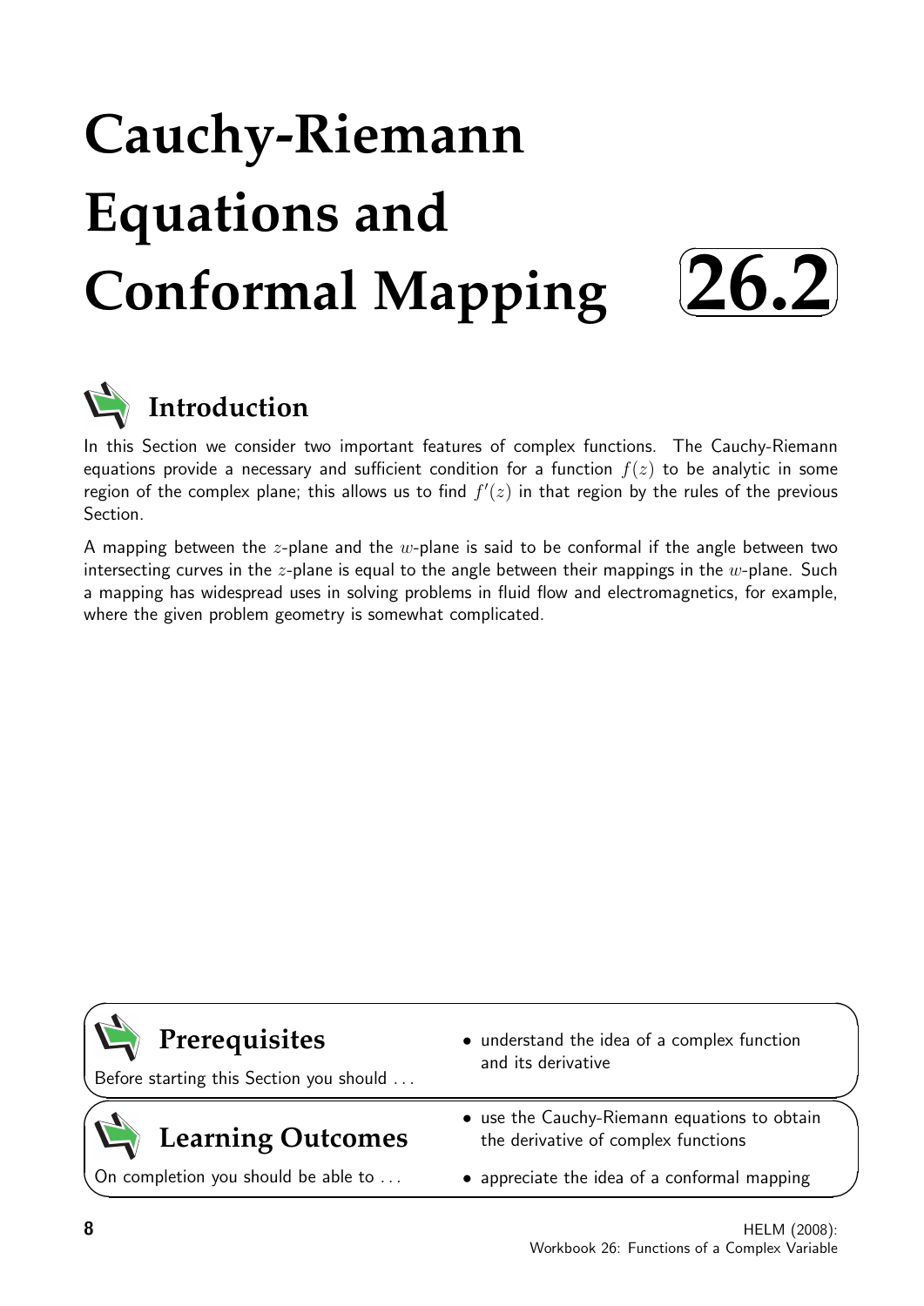# Cauchy-Riemann Equations and Conformal Mapping

**26.2**

## Introduction

In this Section we consider two important features of complex functions. The Cauchy-Riemann equations provide a necessary and sufficient condition for a function $f(z)$ to be analytic in some region of the complex plane; this allows us to find $f'(z)$ in that region by the rules of the previous Section.

A mapping between the $z$-plane and the $w$-plane is said to be conformal if the angle between two intersecting curves in the $z$-plane is equal to the angle between their mappings in the $w$-plane. Such a mapping has widespread uses in solving problems in fluid flow and electromagnetics, for example, where the given problem geometry is somewhat complicated.

## Prerequisites

Before starting this Section you should ...

- understand the idea of a complex function and its derivative

## Learning Outcomes

On completion you should be able to ...

- use the Cauchy-Riemann equations to obtain the derivative of complex functions
- appreciate the idea of a conformal mapping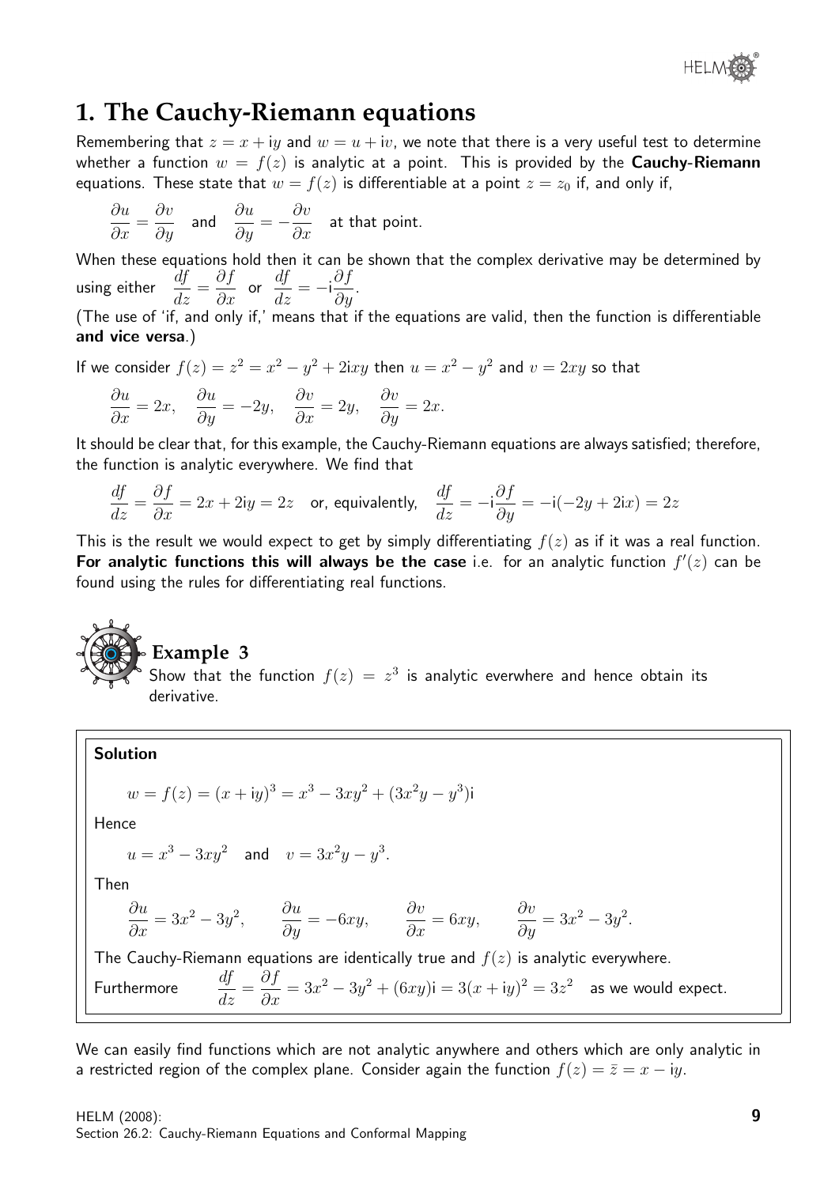# 1. The Cauchy-Riemann equations

Remembering that $z = x + \text{i}y$ and $w = u + \text{i}v$, we note that there is a very useful test to determine whether a function $w = f(z)$ is analytic at a point. This is provided by the **Cauchy-Riemann** equations. These state that $w = f(z)$ is differentiable at a point $z = z_0$ if, and only if,

$$\frac{\partial u}{\partial x} = \frac{\partial v}{\partial y} \quad \text{and} \quad \frac{\partial u}{\partial y} = -\frac{\partial v}{\partial x} \quad \text{at that point.}$$

When these equations hold then it can be shown that the complex derivative may be determined by using either $\dfrac{df}{dz} = \dfrac{\partial f}{\partial x}$ or $\dfrac{df}{dz} = -\text{i}\dfrac{\partial f}{\partial y}$.

(The use of 'if, and only if,' means that if the equations are valid, then the function is differentiable **and vice versa**.)

If we consider $f(z) = z^2 = x^2 - y^2 + 2\text{i}xy$ then $u = x^2 - y^2$ and $v = 2xy$ so that

$$\frac{\partial u}{\partial x} = 2x, \quad \frac{\partial u}{\partial y} = -2y, \quad \frac{\partial v}{\partial x} = 2y, \quad \frac{\partial v}{\partial y} = 2x.$$

It should be clear that, for this example, the Cauchy-Riemann equations are always satisfied; therefore, the function is analytic everywhere. We find that

$$\frac{df}{dz} = \frac{\partial f}{\partial x} = 2x + 2\text{i}y = 2z \quad \text{or, equivalently,} \quad \frac{df}{dz} = -\text{i}\frac{\partial f}{\partial y} = -\text{i}(-2y + 2\text{i}x) = 2z$$

This is the result we would expect to get by simply differentiating $f(z)$ as if it was a real function. **For analytic functions this will always be the case** i.e. for an analytic function $f'(z)$ can be found using the rules for differentiating real functions.

## Example 3

Show that the function $f(z) = z^3$ is analytic everwhere and hence obtain its derivative.

**Solution**

$$w = f(z) = (x + \text{i}y)^3 = x^3 - 3xy^2 + (3x^2y - y^3)\text{i}$$

Hence

$$u = x^3 - 3xy^2 \quad \text{and} \quad v = 3x^2y - y^3.$$

Then

$$\frac{\partial u}{\partial x} = 3x^2 - 3y^2, \qquad \frac{\partial u}{\partial y} = -6xy, \qquad \frac{\partial v}{\partial x} = 6xy, \qquad \frac{\partial v}{\partial y} = 3x^2 - 3y^2.$$

The Cauchy-Riemann equations are identically true and $f(z)$ is analytic everywhere.

Furthermore $\quad \dfrac{df}{dz} = \dfrac{\partial f}{\partial x} = 3x^2 - 3y^2 + (6xy)\text{i} = 3(x + \text{i}y)^2 = 3z^2 \quad$ as we would expect.

We can easily find functions which are not analytic anywhere and others which are only analytic in a restricted region of the complex plane. Consider again the function $f(z) = \bar{z} = x - \text{i}y$.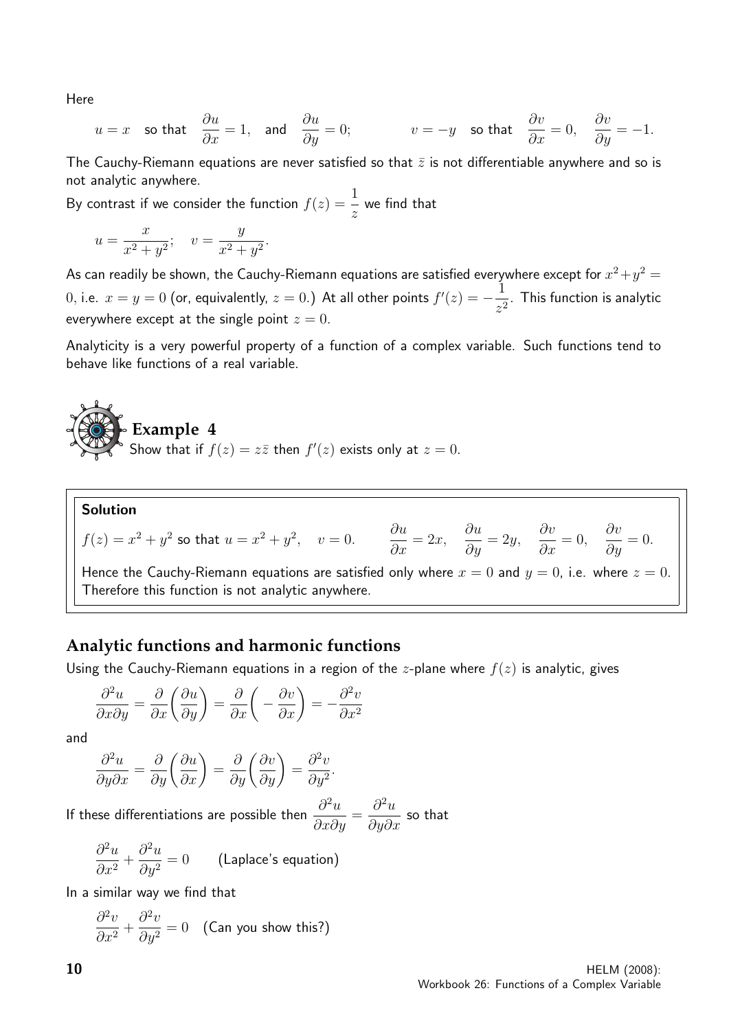Here

$$u = x \quad \text{so that} \quad \frac{\partial u}{\partial x} = 1, \quad \text{and} \quad \frac{\partial u}{\partial y} = 0; \qquad\qquad v = -y \quad \text{so that} \quad \frac{\partial v}{\partial x} = 0, \quad \frac{\partial v}{\partial y} = -1.$$

The Cauchy-Riemann equations are never satisfied so that $\bar{z}$ is not differentiable anywhere and so is not analytic anywhere.

By contrast if we consider the function $f(z) = \dfrac{1}{z}$ we find that

$$u = \frac{x}{x^2+y^2}; \quad v = \frac{y}{x^2+y^2}.$$

As can readily be shown, the Cauchy-Riemann equations are satisfied everywhere except for $x^2+y^2 = 0$, i.e. $x = y = 0$ (or, equivalently, $z = 0$.) At all other points $f'(z) = -\dfrac{1}{z^2}$. This function is analytic everywhere except at the single point $z = 0$.

Analyticity is a very powerful property of a function of a complex variable. Such functions tend to behave like functions of a real variable.

## Example 4

Show that if $f(z) = z\bar{z}$ then $f'(z)$ exists only at $z = 0$.

**Solution**

$f(z) = x^2 + y^2$ so that $u = x^2 + y^2, \quad v = 0. \qquad \dfrac{\partial u}{\partial x} = 2x, \quad \dfrac{\partial u}{\partial y} = 2y, \quad \dfrac{\partial v}{\partial x} = 0, \quad \dfrac{\partial v}{\partial y} = 0.$

Hence the Cauchy-Riemann equations are satisfied only where $x = 0$ and $y = 0$, i.e. where $z = 0$. Therefore this function is not analytic anywhere.

## Analytic functions and harmonic functions

Using the Cauchy-Riemann equations in a region of the $z$-plane where $f(z)$ is analytic, gives

$$\frac{\partial^2 u}{\partial x \partial y} = \frac{\partial}{\partial x}\left(\frac{\partial u}{\partial y}\right) = \frac{\partial}{\partial x}\left(-\frac{\partial v}{\partial x}\right) = -\frac{\partial^2 v}{\partial x^2}$$

and

$$\frac{\partial^2 u}{\partial y \partial x} = \frac{\partial}{\partial y}\left(\frac{\partial u}{\partial x}\right) = \frac{\partial}{\partial y}\left(\frac{\partial v}{\partial y}\right) = \frac{\partial^2 v}{\partial y^2}.$$

If these differentiations are possible then $\dfrac{\partial^2 u}{\partial x \partial y} = \dfrac{\partial^2 u}{\partial y \partial x}$ so that

$$\frac{\partial^2 u}{\partial x^2} + \frac{\partial^2 u}{\partial y^2} = 0 \qquad \text{(Laplace's equation)}$$

In a similar way we find that

$$\frac{\partial^2 v}{\partial x^2} + \frac{\partial^2 v}{\partial y^2} = 0 \quad \text{(Can you show this?)}$$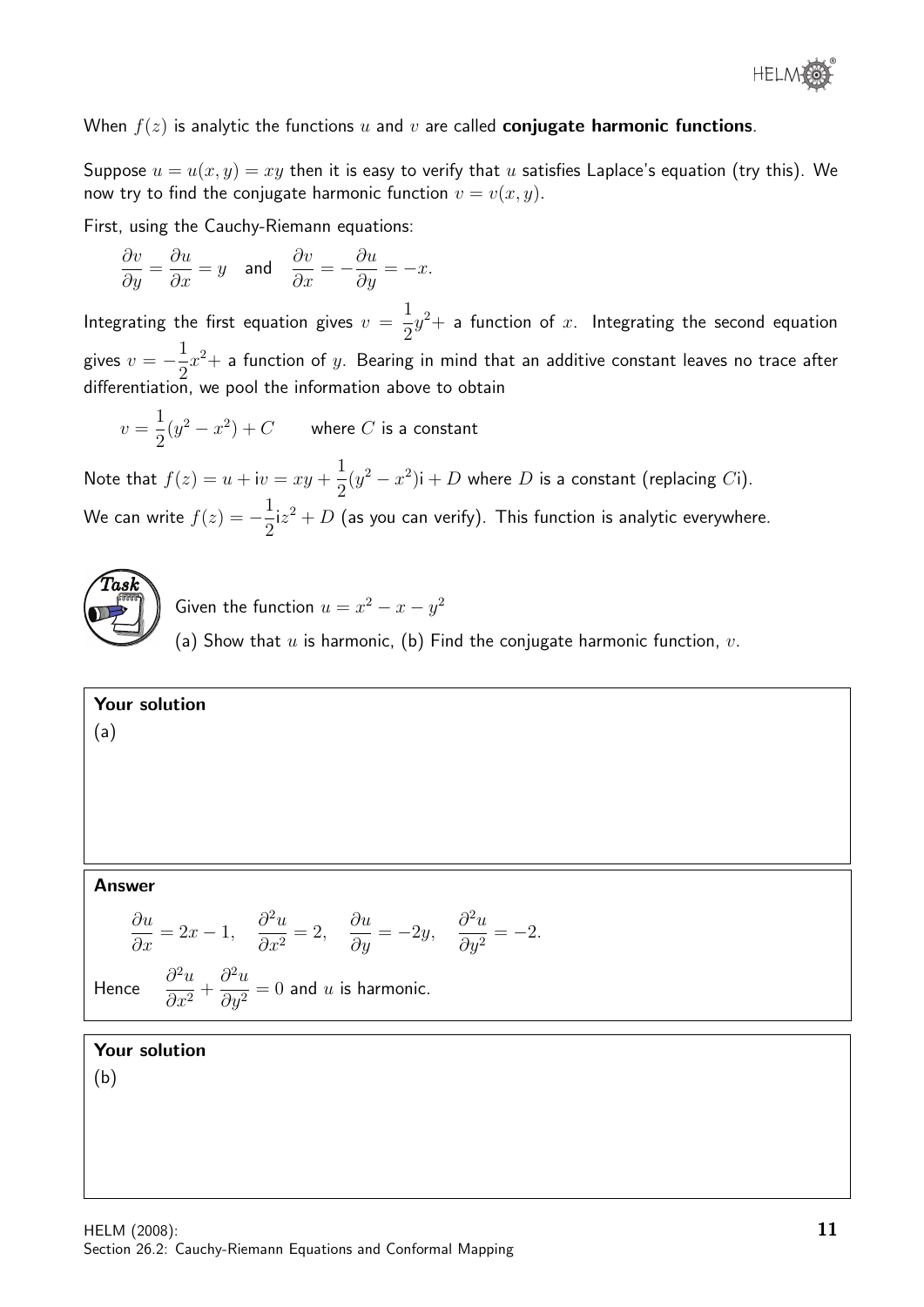When $f(z)$ is analytic the functions $u$ and $v$ are called **conjugate harmonic functions**.

Suppose $u = u(x, y) = xy$ then it is easy to verify that $u$ satisfies Laplace's equation (try this). We now try to find the conjugate harmonic function $v = v(x, y)$.

First, using the Cauchy-Riemann equations:

$$\frac{\partial v}{\partial y} = \frac{\partial u}{\partial x} = y \quad \text{and} \quad \frac{\partial v}{\partial x} = -\frac{\partial u}{\partial y} = -x.$$

Integrating the first equation gives $v = \frac{1}{2}y^2 +$ a function of $x$. Integrating the second equation gives $v = -\frac{1}{2}x^2 +$ a function of $y$. Bearing in mind that an additive constant leaves no trace after differentiation, we pool the information above to obtain

$$v = \frac{1}{2}(y^2 - x^2) + C \qquad \text{where } C \text{ is a constant}$$

Note that $f(z) = u + \mathrm{i}v = xy + \frac{1}{2}(y^2 - x^2)\mathrm{i} + D$ where $D$ is a constant (replacing $C\mathrm{i}$).

We can write $f(z) = -\frac{1}{2}\mathrm{i}z^2 + D$ (as you can verify). This function is analytic everywhere.

**Task**

Given the function $u = x^2 - x - y^2$

(a) Show that $u$ is harmonic, (b) Find the conjugate harmonic function, $v$.

**Your solution**

(a)

**Answer**

$$\frac{\partial u}{\partial x} = 2x - 1, \quad \frac{\partial^2 u}{\partial x^2} = 2, \quad \frac{\partial u}{\partial y} = -2y, \quad \frac{\partial^2 u}{\partial y^2} = -2.$$

Hence $\quad \dfrac{\partial^2 u}{\partial x^2} + \dfrac{\partial^2 u}{\partial y^2} = 0$ and $u$ is harmonic.

**Your solution**

(b)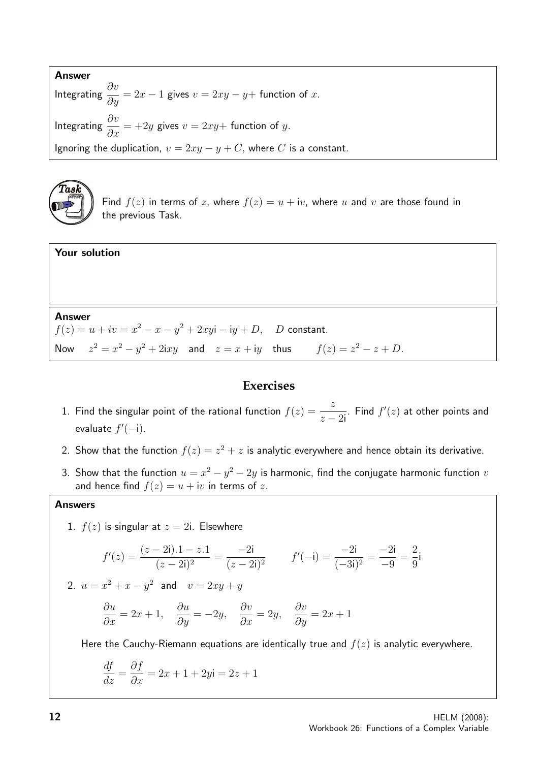**Answer**

Integrating $\dfrac{\partial v}{\partial y} = 2x - 1$ gives $v = 2xy - y +$ function of $x$.

Integrating $\dfrac{\partial v}{\partial x} = +2y$ gives $v = 2xy +$ function of $y$.

Ignoring the duplication, $v = 2xy - y + C$, where $C$ is a constant.

**Task**

Find $f(z)$ in terms of $z$, where $f(z) = u + \text{i}v$, where $u$ and $v$ are those found in the previous Task.

**Your solution**

**Answer**

$f(z) = u + iv = x^2 - x - y^2 + 2xy\text{i} - \text{i}y + D, \quad D$ constant.

Now $\quad z^2 = x^2 - y^2 + 2\text{i}xy \quad$ and $\quad z = x + \text{i}y \quad$ thus $\qquad f(z) = z^2 - z + D.$

## Exercises

1. Find the singular point of the rational function $f(z) = \dfrac{z}{z - 2\text{i}}$. Find $f'(z)$ at other points and evaluate $f'(-\text{i})$.
2. Show that the function $f(z) = z^2 + z$ is analytic everywhere and hence obtain its derivative.
3. Show that the function $u = x^2 - y^2 - 2y$ is harmonic, find the conjugate harmonic function $v$ and hence find $f(z) = u + \text{i}v$ in terms of $z$.

**Answers**

1. $f(z)$ is singular at $z = 2\text{i}$. Elsewhere

$$f'(z) = \frac{(z - 2\text{i}).1 - z.1}{(z - 2\text{i})^2} = \frac{-2\text{i}}{(z - 2\text{i})^2} \qquad f'(-\text{i}) = \frac{-2\text{i}}{(-3\text{i})^2} = \frac{-2\text{i}}{-9} = \frac{2}{9}\text{i}$$

2. $u = x^2 + x - y^2 \;$ and $\; v = 2xy + y$

$$\frac{\partial u}{\partial x} = 2x + 1, \quad \frac{\partial u}{\partial y} = -2y, \quad \frac{\partial v}{\partial x} = 2y, \quad \frac{\partial v}{\partial y} = 2x + 1$$

Here the Cauchy-Riemann equations are identically true and $f(z)$ is analytic everywhere.

$$\frac{df}{dz} = \frac{\partial f}{\partial x} = 2x + 1 + 2y\text{i} = 2z + 1$$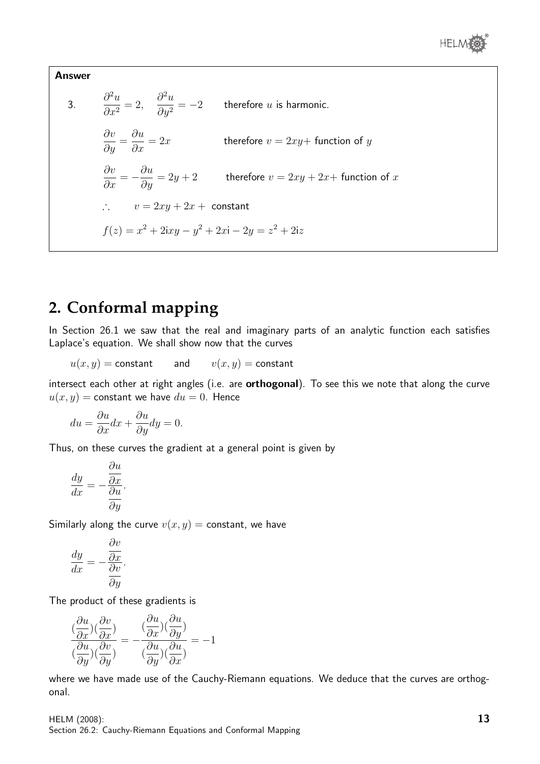**Answer**

3. $\dfrac{\partial^2 u}{\partial x^2} = 2, \quad \dfrac{\partial^2 u}{\partial y^2} = -2$ therefore $u$ is harmonic.

$\dfrac{\partial v}{\partial y} = \dfrac{\partial u}{\partial x} = 2x$ therefore $v = 2xy +$ function of $y$

$\dfrac{\partial v}{\partial x} = -\dfrac{\partial u}{\partial y} = 2y + 2$ therefore $v = 2xy + 2x +$ function of $x$

$\therefore \quad v = 2xy + 2x +$ constant

$$f(z) = x^2 + 2\mathrm{i}xy - y^2 + 2x\mathrm{i} - 2y = z^2 + 2\mathrm{i}z$$

## 2. Conformal mapping

In Section 26.1 we saw that the real and imaginary parts of an analytic function each satisfies Laplace's equation. We shall show now that the curves

$u(x, y) =$ constant and $v(x, y) =$ constant

intersect each other at right angles (i.e. are **orthogonal**). To see this we note that along the curve $u(x, y) =$ constant we have $du = 0$. Hence

$$du = \frac{\partial u}{\partial x}dx + \frac{\partial u}{\partial y}dy = 0.$$

Thus, on these curves the gradient at a general point is given by

$$\frac{dy}{dx} = -\frac{\dfrac{\partial u}{\partial x}}{\dfrac{\partial u}{\partial y}}.$$

Similarly along the curve $v(x, y) =$ constant, we have

$$\frac{dy}{dx} = -\frac{\dfrac{\partial v}{\partial x}}{\dfrac{\partial v}{\partial y}}.$$

The product of these gradients is

$$\frac{(\dfrac{\partial u}{\partial x})(\dfrac{\partial v}{\partial x})}{(\dfrac{\partial u}{\partial y})(\dfrac{\partial v}{\partial y})} = -\frac{(\dfrac{\partial u}{\partial x})(\dfrac{\partial u}{\partial y})}{(\dfrac{\partial u}{\partial y})(\dfrac{\partial u}{\partial x})} = -1$$

where we have made use of the Cauchy-Riemann equations. We deduce that the curves are orthogonal.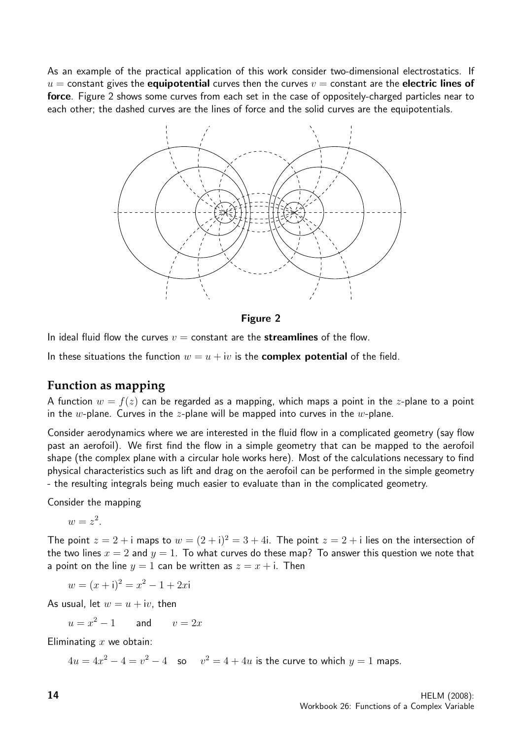As an example of the practical application of this work consider two-dimensional electrostatics. If $u =$ constant gives the **equipotential** curves then the curves $v =$ constant are the **electric lines of force**. Figure 2 shows some curves from each set in the case of oppositely-charged particles near to each other; the dashed curves are the lines of force and the solid curves are the equipotentials.

**Figure 2**

In ideal fluid flow the curves $v =$ constant are the **streamlines** of the flow.

In these situations the function $w = u + \text{i}v$ is the **complex potential** of the field.

## Function as mapping

A function $w = f(z)$ can be regarded as a mapping, which maps a point in the $z$-plane to a point in the $w$-plane. Curves in the $z$-plane will be mapped into curves in the $w$-plane.

Consider aerodynamics where we are interested in the fluid flow in a complicated geometry (say flow past an aerofoil). We first find the flow in a simple geometry that can be mapped to the aerofoil shape (the complex plane with a circular hole works here). Most of the calculations necessary to find physical characteristics such as lift and drag on the aerofoil can be performed in the simple geometry - the resulting integrals being much easier to evaluate than in the complicated geometry.

Consider the mapping

$$w = z^2.$$

The point $z = 2 + \text{i}$ maps to $w = (2 + \text{i})^2 = 3 + 4\text{i}$. The point $z = 2 + \text{i}$ lies on the intersection of the two lines $x = 2$ and $y = 1$. To what curves do these map? To answer this question we note that a point on the line $y = 1$ can be written as $z = x + \text{i}$. Then

$$w = (x + \text{i})^2 = x^2 - 1 + 2x\text{i}$$

As usual, let $w = u + \text{i}v$, then

$$u = x^2 - 1 \qquad \text{and} \qquad v = 2x$$

Eliminating $x$ we obtain:

$$4u = 4x^2 - 4 = v^2 - 4 \quad \text{so} \quad v^2 = 4 + 4u \text{ is the curve to which } y = 1 \text{ maps.}$$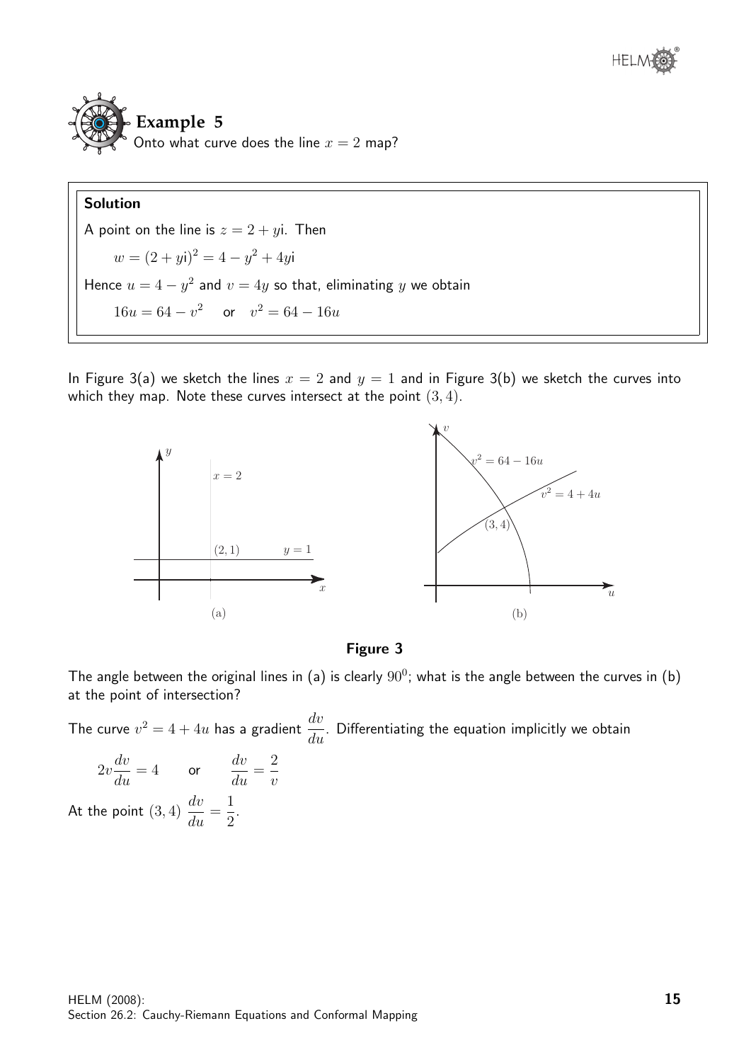## Example 5

Onto what curve does the line $x = 2$ map?

**Solution**

A point on the line is $z = 2 + y\mathrm{i}$. Then

$$w = (2 + y\mathrm{i})^2 = 4 - y^2 + 4y\mathrm{i}$$

Hence $u = 4 - y^2$ and $v = 4y$ so that, eliminating $y$ we obtain

$$16u = 64 - v^2 \quad \text{or} \quad v^2 = 64 - 16u$$

In Figure 3(a) we sketch the lines $x = 2$ and $y = 1$ and in Figure 3(b) we sketch the curves into which they map. Note these curves intersect at the point $(3, 4)$.

**Figure 3**

The angle between the original lines in (a) is clearly $90^0$; what is the angle between the curves in (b) at the point of intersection?

The curve $v^2 = 4 + 4u$ has a gradient $\dfrac{dv}{du}$. Differentiating the equation implicitly we obtain

$$2v\frac{dv}{du} = 4 \quad \text{or} \quad \frac{dv}{du} = \frac{2}{v}$$

At the point $(3, 4)$ $\dfrac{dv}{du} = \dfrac{1}{2}$.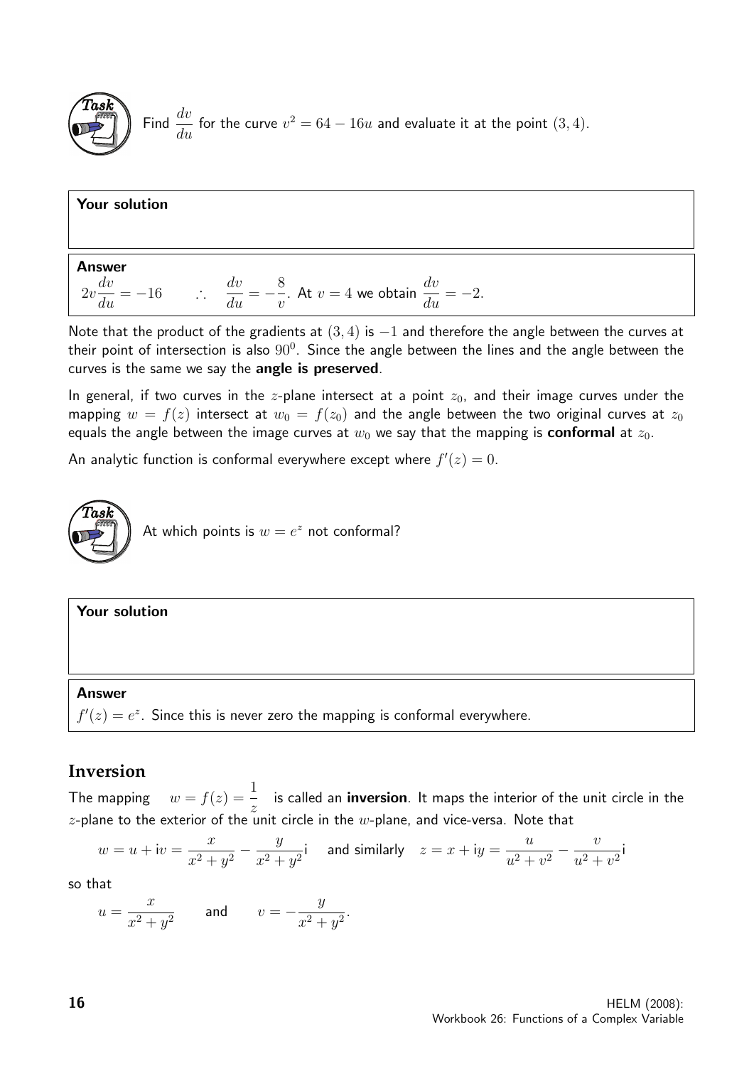**Task**

Find $\dfrac{dv}{du}$ for the curve $v^2 = 64 - 16u$ and evaluate it at the point $(3, 4)$.

**Your solution**

**Answer**

$2v\dfrac{dv}{du} = -16 \qquad \therefore \quad \dfrac{dv}{du} = -\dfrac{8}{v}$. At $v = 4$ we obtain $\dfrac{dv}{du} = -2$.

Note that the product of the gradients at $(3, 4)$ is $-1$ and therefore the angle between the curves at their point of intersection is also $90^0$. Since the angle between the lines and the angle between the curves is the same we say the **angle is preserved**.

In general, if two curves in the $z$-plane intersect at a point $z_0$, and their image curves under the mapping $w = f(z)$ intersect at $w_0 = f(z_0)$ and the angle between the two original curves at $z_0$ equals the angle between the image curves at $w_0$ we say that the mapping is **conformal** at $z_0$.

An analytic function is conformal everywhere except where $f'(z) = 0$.

**Task**

At which points is $w = e^z$ not conformal?

**Your solution**

**Answer**

$f'(z) = e^z$. Since this is never zero the mapping is conformal everywhere.

## Inversion

The mapping $\quad w = f(z) = \dfrac{1}{z} \quad$ is called an **inversion**. It maps the interior of the unit circle in the $z$-plane to the exterior of the unit circle in the $w$-plane, and vice-versa. Note that

$$w = u + \mathrm{i}v = \frac{x}{x^2 + y^2} - \frac{y}{x^2 + y^2}\mathrm{i} \quad \text{and similarly} \quad z = x + \mathrm{i}y = \frac{u}{u^2 + v^2} - \frac{v}{u^2 + v^2}\mathrm{i}$$

so that

$$u = \frac{x}{x^2 + y^2} \qquad \text{and} \qquad v = -\frac{y}{x^2 + y^2}.$$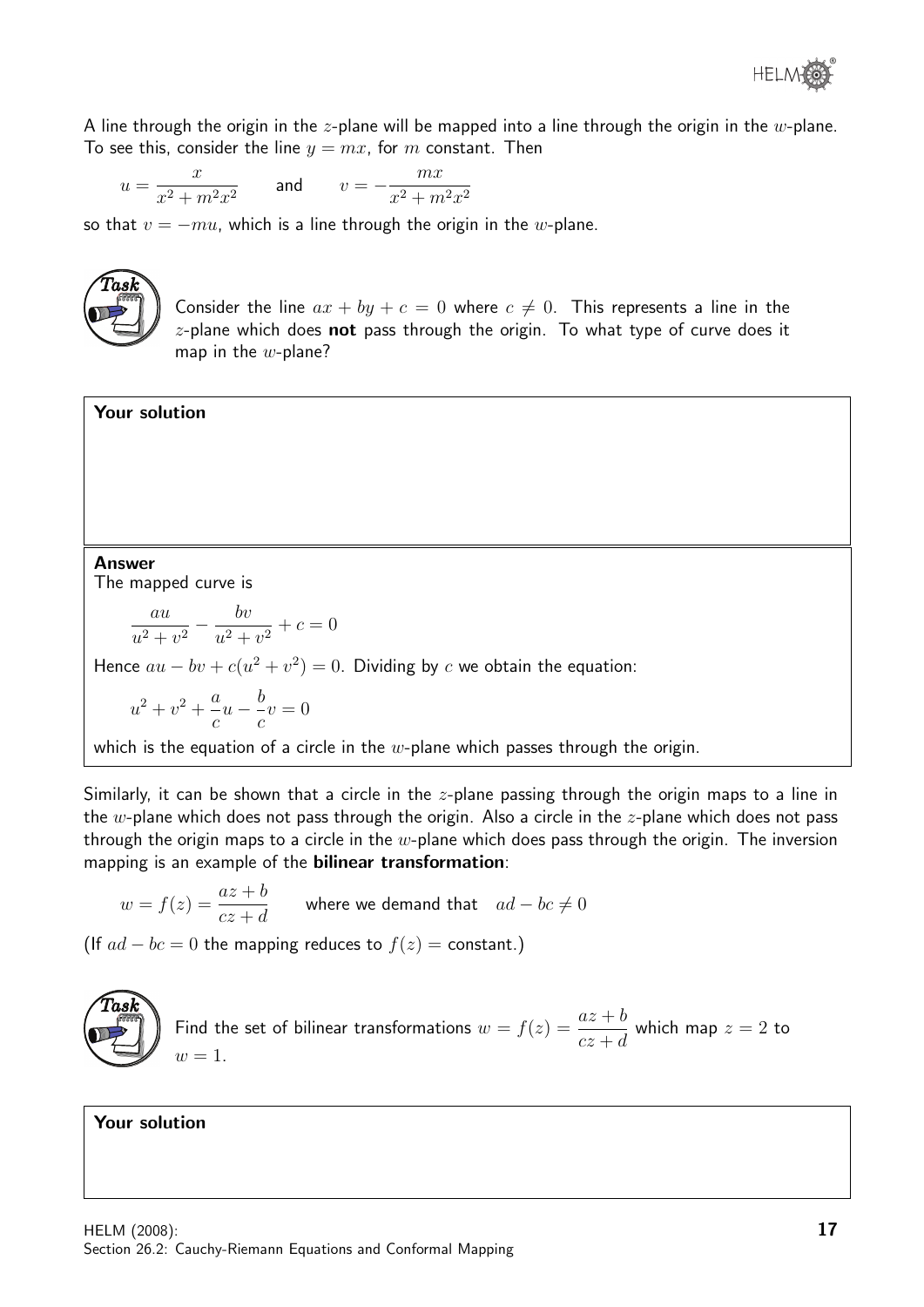A line through the origin in the $z$-plane will be mapped into a line through the origin in the $w$-plane. To see this, consider the line $y = mx$, for $m$ constant. Then

$$u = \frac{x}{x^2 + m^2x^2} \qquad \text{and} \qquad v = -\frac{mx}{x^2 + m^2x^2}$$

so that $v = -mu$, which is a line through the origin in the $w$-plane.

**Task**

Consider the line $ax + by + c = 0$ where $c \neq 0$. This represents a line in the $z$-plane which does **not** pass through the origin. To what type of curve does it map in the $w$-plane?

**Your solution**

**Answer**

The mapped curve is

$$\frac{au}{u^2 + v^2} - \frac{bv}{u^2 + v^2} + c = 0$$

Hence $au - bv + c(u^2 + v^2) = 0$. Dividing by $c$ we obtain the equation:

$$u^2 + v^2 + \frac{a}{c}u - \frac{b}{c}v = 0$$

which is the equation of a circle in the $w$-plane which passes through the origin.

Similarly, it can be shown that a circle in the $z$-plane passing through the origin maps to a line in the $w$-plane which does not pass through the origin. Also a circle in the $z$-plane which does not pass through the origin maps to a circle in the $w$-plane which does pass through the origin. The inversion mapping is an example of the **bilinear transformation**:

$$w = f(z) = \frac{az + b}{cz + d} \qquad \text{where we demand that} \quad ad - bc \neq 0$$

(If $ad - bc = 0$ the mapping reduces to $f(z) =$ constant.)

**Task**

Find the set of bilinear transformations $w = f(z) = \dfrac{az + b}{cz + d}$ which map $z = 2$ to $w = 1$.

**Your solution**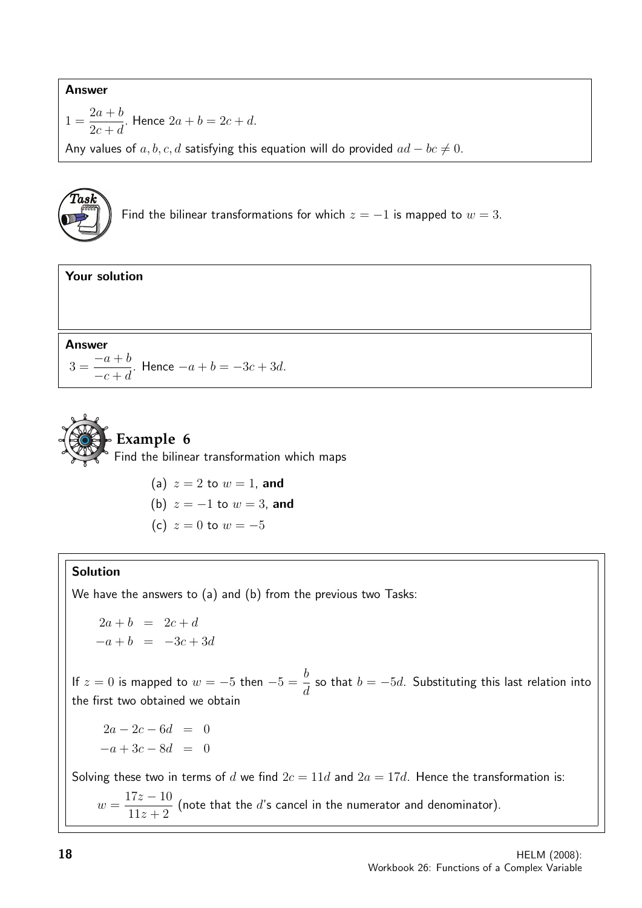**Answer**

$1 = \dfrac{2a+b}{2c+d}$. Hence $2a+b = 2c+d$.

Any values of $a, b, c, d$ satisfying this equation will do provided $ad - bc \neq 0$.

**Task**

Find the bilinear transformations for which $z = -1$ is mapped to $w = 3$.

**Your solution**

**Answer**

$3 = \dfrac{-a+b}{-c+d}$. Hence $-a+b = -3c+3d$.

## Example 6

Find the bilinear transformation which maps

(a) $z = 2$ to $w = 1$, **and**

(b) $z = -1$ to $w = 3$, **and**

(c) $z = 0$ to $w = -5$

**Solution**

We have the answers to (a) and (b) from the previous two Tasks:

$$\begin{aligned} 2a+b &= 2c+d \\ -a+b &= -3c+3d \end{aligned}$$

If $z = 0$ is mapped to $w = -5$ then $-5 = \dfrac{b}{d}$ so that $b = -5d$. Substituting this last relation into the first two obtained we obtain

$$\begin{aligned} 2a - 2c - 6d &= 0 \\ -a + 3c - 8d &= 0 \end{aligned}$$

Solving these two in terms of $d$ we find $2c = 11d$ and $2a = 17d$. Hence the transformation is:

$w = \dfrac{17z - 10}{11z + 2}$ (note that the $d$'s cancel in the numerator and denominator).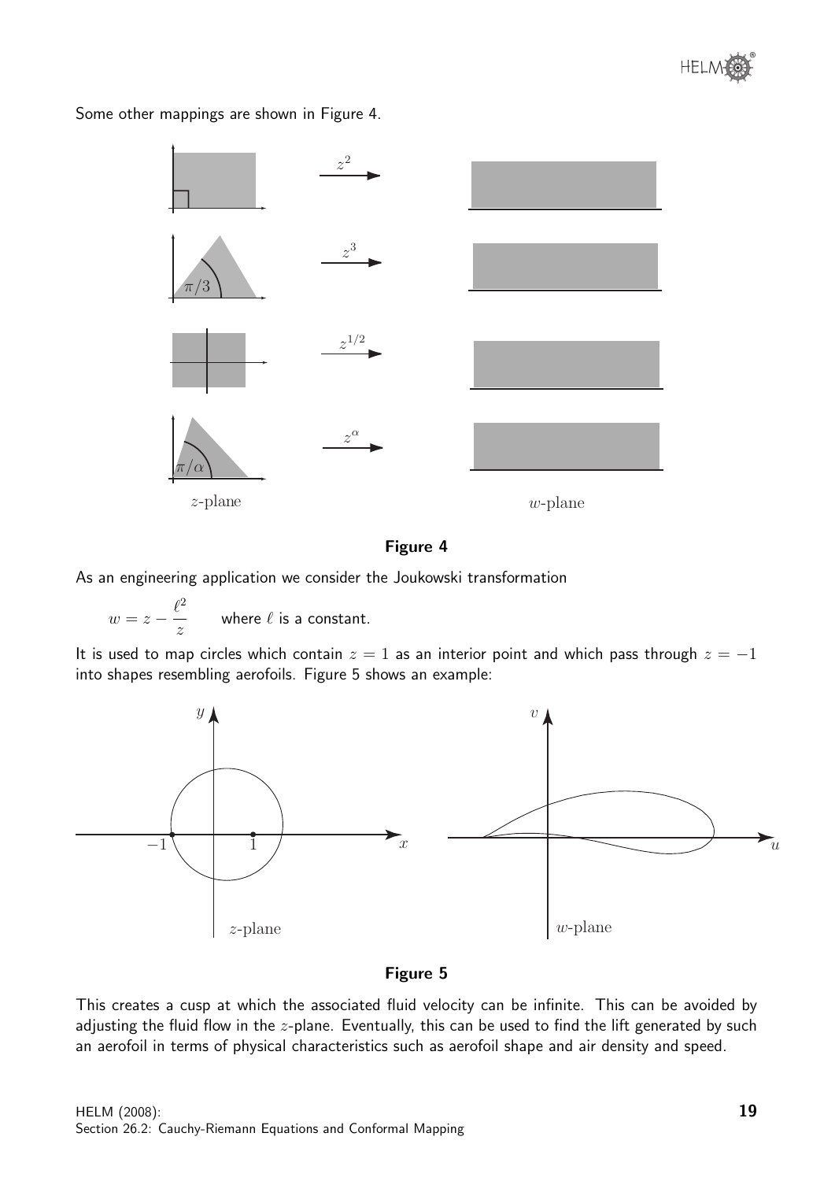Some other mappings are shown in Figure 4.

**Figure 4**

As an engineering application we consider the Joukowski transformation

$$w = z - \frac{\ell^2}{z} \qquad \text{where } \ell \text{ is a constant.}$$

It is used to map circles which contain $z = 1$ as an interior point and which pass through $z = -1$ into shapes resembling aerofoils. Figure 5 shows an example:

**Figure 5**

This creates a cusp at which the associated fluid velocity can be infinite. This can be avoided by adjusting the fluid flow in the $z$-plane. Eventually, this can be used to find the lift generated by such an aerofoil in terms of physical characteristics such as aerofoil shape and air density and speed.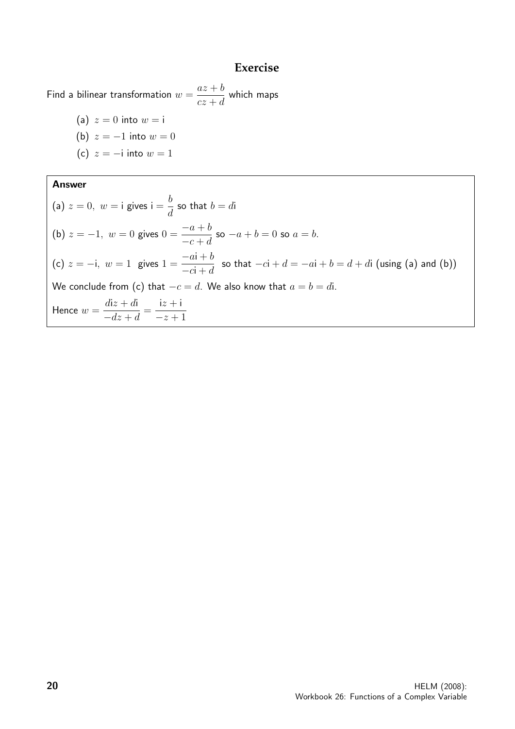## Exercise

Find a bilinear transformation $w = \dfrac{az+b}{cz+d}$ which maps

(a) $z = 0$ into $w = \mathrm{i}$

(b) $z = -1$ into $w = 0$

(c) $z = -\mathrm{i}$ into $w = 1$

**Answer**

(a) $z = 0,\ w = \mathrm{i}$ gives $\mathrm{i} = \dfrac{b}{d}$ so that $b = d\mathrm{i}$

(b) $z = -1,\ w = 0$ gives $0 = \dfrac{-a+b}{-c+d}$ so $-a+b = 0$ so $a = b.$

(c) $z = -\mathrm{i},\ w = 1$ gives $1 = \dfrac{-a\mathrm{i}+b}{-c\mathrm{i}+d}$ so that $-c\mathrm{i}+d = -a\mathrm{i}+b = d+d\mathrm{i}$ (using (a) and (b))

We conclude from (c) that $-c = d$. We also know that $a = b = d\mathrm{i}$.

Hence $w = \dfrac{d\mathrm{i}z + d\mathrm{i}}{-dz+d} = \dfrac{\mathrm{i}z+\mathrm{i}}{-z+1}$